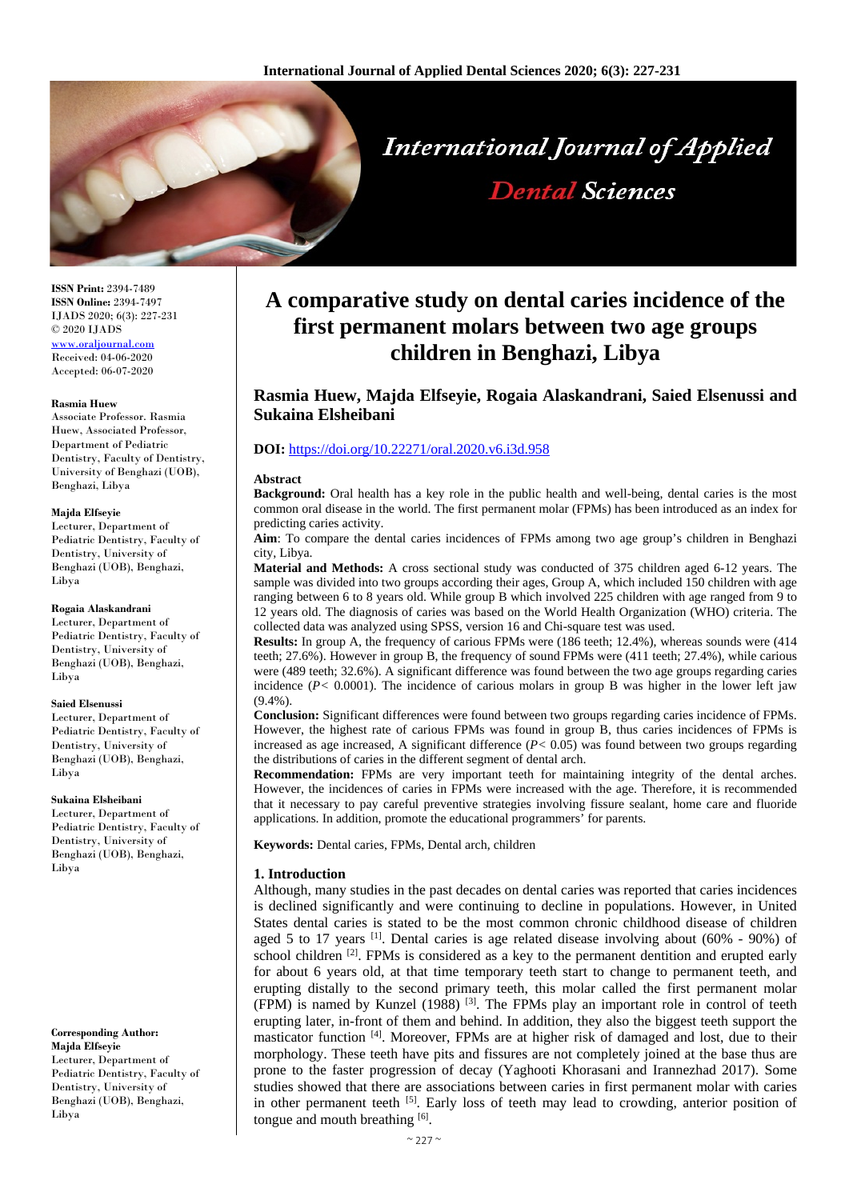**ISSN Print:** 2394-7489
**ISSN Online:** 2394-7497
IJADS 2020; 6(3): 227-231
© 2020 IJADS
www.oraljournal.com
Received: 04-06-2020
Accepted: 06-07-2020

**Rasmia Huew**
Associate Professor. Rasmia Huew, Associated Professor, Department of Pediatric Dentistry, Faculty of Dentistry, University of Benghazi (UOB), Benghazi, Libya

**Majda Elfseyie**
Lecturer, Department of Pediatric Dentistry, Faculty of Dentistry, University of Benghazi (UOB), Benghazi, Libya

**Rogaia Alaskandrani**
Lecturer, Department of Pediatric Dentistry, Faculty of Dentistry, University of Benghazi (UOB), Benghazi, Libya

**Saied Elsenussi**
Lecturer, Department of Pediatric Dentistry, Faculty of Dentistry, University of Benghazi (UOB), Benghazi, Libya

**Sukaina Elsheibani**
Lecturer, Department of Pediatric Dentistry, Faculty of Dentistry, University of Benghazi (UOB), Benghazi, Libya

**Corresponding Author:**
**Majda Elfseyie**
Lecturer, Department of Pediatric Dentistry, Faculty of Dentistry, University of Benghazi (UOB), Benghazi, Libya

# A comparative study on dental caries incidence of the first permanent molars between two age groups children in Benghazi, Libya

## Rasmia Huew, Majda Elfseyie, Rogaia Alaskandrani, Saied Elsenussi and Sukaina Elsheibani

**DOI:** https://doi.org/10.22271/oral.2020.v6.i3d.958

### Abstract

**Background:** Oral health has a key role in the public health and well-being, dental caries is the most common oral disease in the world. The first permanent molar (FPMs) has been introduced as an index for predicting caries activity.

**Aim**: To compare the dental caries incidences of FPMs among two age group's children in Benghazi city, Libya.

**Material and Methods:** A cross sectional study was conducted of 375 children aged 6-12 years. The sample was divided into two groups according their ages, Group A, which included 150 children with age ranging between 6 to 8 years old. While group B which involved 225 children with age ranged from 9 to 12 years old. The diagnosis of caries was based on the World Health Organization (WHO) criteria. The collected data was analyzed using SPSS, version 16 and Chi-square test was used.

**Results:** In group A, the frequency of carious FPMs were (186 teeth; 12.4%), whereas sounds were (414 teeth; 27.6%). However in group B, the frequency of sound FPMs were (411 teeth; 27.4%), while carious were (489 teeth; 32.6%). A significant difference was found between the two age groups regarding caries incidence ($P < 0.0001$). The incidence of carious molars in group B was higher in the lower left jaw (9.4%).

**Conclusion:** Significant differences were found between two groups regarding caries incidence of FPMs. However, the highest rate of carious FPMs was found in group B, thus caries incidences of FPMs is increased as age increased, A significant difference ($P < 0.05$) was found between two groups regarding the distributions of caries in the different segment of dental arch.

**Recommendation:** FPMs are very important teeth for maintaining integrity of the dental arches. However, the incidences of caries in FPMs were increased with the age. Therefore, it is recommended that it necessary to pay careful preventive strategies involving fissure sealant, home care and fluoride applications. In addition, promote the educational programmers' for parents.

**Keywords:** Dental caries, FPMs, Dental arch, children

### 1. Introduction

Although, many studies in the past decades on dental caries was reported that caries incidences is declined significantly and were continuing to decline in populations. However, in United States dental caries is stated to be the most common chronic childhood disease of children aged 5 to 17 years [1]. Dental caries is age related disease involving about (60% - 90%) of school children [2]. FPMs is considered as a key to the permanent dentition and erupted early for about 6 years old, at that time temporary teeth start to change to permanent teeth, and erupting distally to the second primary teeth, this molar called the first permanent molar (FPM) is named by Kunzel (1988) [3]. The FPMs play an important role in control of teeth erupting later, in-front of them and behind. In addition, they also the biggest teeth support the masticator function [4]. Moreover, FPMs are at higher risk of damaged and lost, due to their morphology. These teeth have pits and fissures are not completely joined at the base thus are prone to the faster progression of decay (Yaghooti Khorasani and Irannezhad 2017). Some studies showed that there are associations between caries in first permanent molar with caries in other permanent teeth [5]. Early loss of teeth may lead to crowding, anterior position of tongue and mouth breathing [6].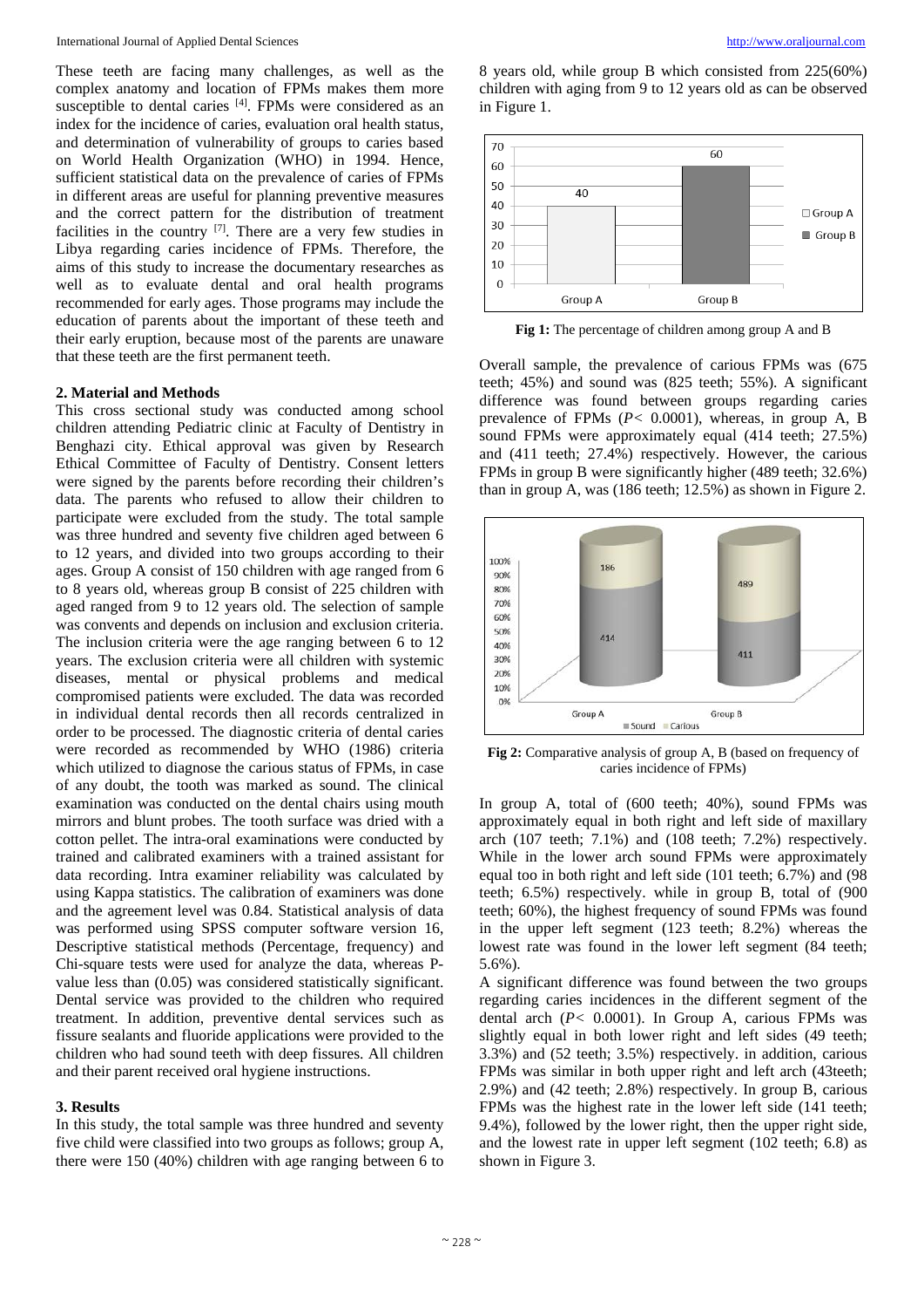These teeth are facing many challenges, as well as the complex anatomy and location of FPMs makes them more susceptible to dental caries [4]. FPMs were considered as an index for the incidence of caries, evaluation oral health status, and determination of vulnerability of groups to caries based on World Health Organization (WHO) in 1994. Hence, sufficient statistical data on the prevalence of caries of FPMs in different areas are useful for planning preventive measures and the correct pattern for the distribution of treatment facilities in the country [7]. There are a very few studies in Libya regarding caries incidence of FPMs. Therefore, the aims of this study to increase the documentary researches as well as to evaluate dental and oral health programs recommended for early ages. Those programs may include the education of parents about the important of these teeth and their early eruption, because most of the parents are unaware that these teeth are the first permanent teeth.

## 2. Material and Methods

This cross sectional study was conducted among school children attending Pediatric clinic at Faculty of Dentistry in Benghazi city. Ethical approval was given by Research Ethical Committee of Faculty of Dentistry. Consent letters were signed by the parents before recording their children's data. The parents who refused to allow their children to participate were excluded from the study. The total sample was three hundred and seventy five children aged between 6 to 12 years, and divided into two groups according to their ages. Group A consist of 150 children with age ranged from 6 to 8 years old, whereas group B consist of 225 children with aged ranged from 9 to 12 years old. The selection of sample was convents and depends on inclusion and exclusion criteria. The inclusion criteria were the age ranging between 6 to 12 years. The exclusion criteria were all children with systemic diseases, mental or physical problems and medical compromised patients were excluded. The data was recorded in individual dental records then all records centralized in order to be processed. The diagnostic criteria of dental caries were recorded as recommended by WHO (1986) criteria which utilized to diagnose the carious status of FPMs, in case of any doubt, the tooth was marked as sound. The clinical examination was conducted on the dental chairs using mouth mirrors and blunt probes. The tooth surface was dried with a cotton pellet. The intra-oral examinations were conducted by trained and calibrated examiners with a trained assistant for data recording. Intra examiner reliability was calculated by using Kappa statistics. The calibration of examiners was done and the agreement level was 0.84. Statistical analysis of data was performed using SPSS computer software version 16, Descriptive statistical methods (Percentage, frequency) and Chi-square tests were used for analyze the data, whereas P-value less than (0.05) was considered statistically significant. Dental service was provided to the children who required treatment. In addition, preventive dental services such as fissure sealants and fluoride applications were provided to the children who had sound teeth with deep fissures. All children and their parent received oral hygiene instructions.

## 3. Results

In this study, the total sample was three hundred and seventy five child were classified into two groups as follows; group A, there were 150 (40%) children with age ranging between 6 to 8 years old, while group B which consisted from 225(60%) children with aging from 9 to 12 years old as can be observed in Figure 1.

**Fig 1:** The percentage of children among group A and B

Overall sample, the prevalence of carious FPMs was (675 teeth; 45%) and sound was (825 teeth; 55%). A significant difference was found between groups regarding caries prevalence of FPMs (*P*< 0.0001), whereas, in group A, B sound FPMs were approximately equal (414 teeth; 27.5%) and (411 teeth; 27.4%) respectively. However, the carious FPMs in group B were significantly higher (489 teeth; 32.6%) than in group A, was (186 teeth; 12.5%) as shown in Figure 2.

**Fig 2:** Comparative analysis of group A, B (based on frequency of caries incidence of FPMs)

In group A, total of (600 teeth; 40%), sound FPMs was approximately equal in both right and left side of maxillary arch (107 teeth; 7.1%) and (108 teeth; 7.2%) respectively. While in the lower arch sound FPMs were approximately equal too in both right and left side (101 teeth; 6.7%) and (98 teeth; 6.5%) respectively. while in group B, total of (900 teeth; 60%), the highest frequency of sound FPMs was found in the upper left segment (123 teeth; 8.2%) whereas the lowest rate was found in the lower left segment (84 teeth; 5.6%).

A significant difference was found between the two groups regarding caries incidences in the different segment of the dental arch (*P*< 0.0001). In Group A, carious FPMs was slightly equal in both lower right and left sides (49 teeth; 3.3%) and (52 teeth; 3.5%) respectively. in addition, carious FPMs was similar in both upper right and left arch (43teeth; 2.9%) and (42 teeth; 2.8%) respectively. In group B, carious FPMs was the highest rate in the lower left side (141 teeth; 9.4%), followed by the lower right, then the upper right side, and the lowest rate in upper left segment (102 teeth; 6.8) as shown in Figure 3.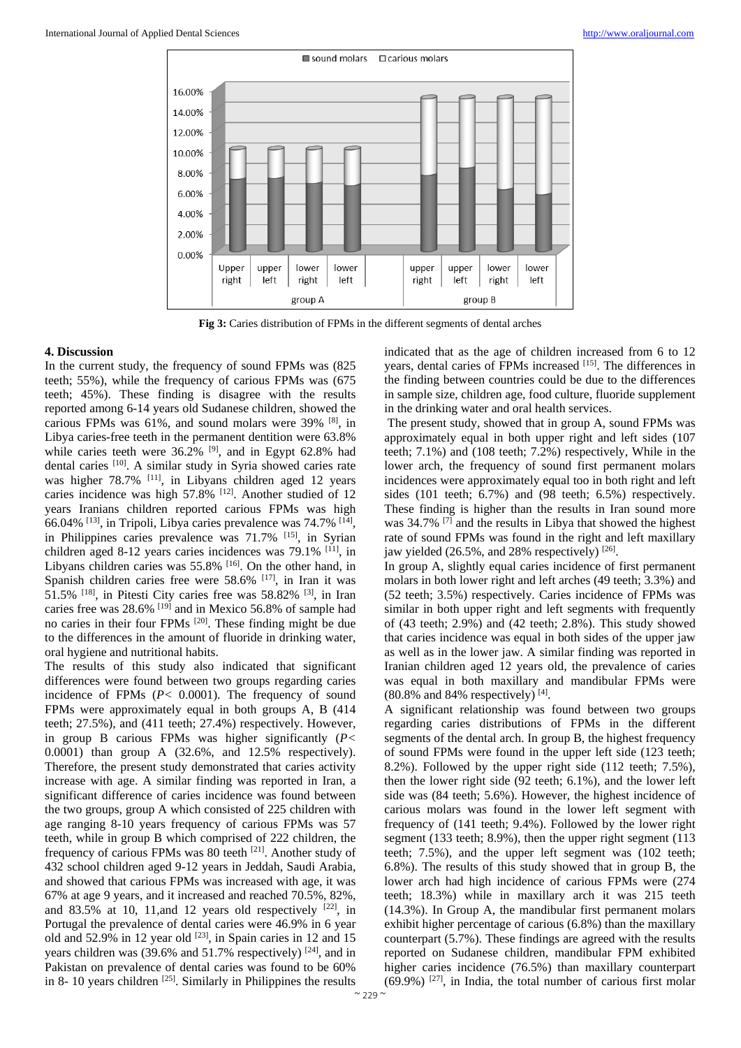Fig 3: Caries distribution of FPMs in the different segments of dental arches

## 4. Discussion

In the current study, the frequency of sound FPMs was (825 teeth; 55%), while the frequency of carious FPMs was (675 teeth; 45%). These finding is disagree with the results reported among 6-14 years old Sudanese children, showed the carious FPMs was 61%, and sound molars were 39% [8], in Libya caries-free teeth in the permanent dentition were 63.8% while caries teeth were 36.2% [9], and in Egypt 62.8% had dental caries [10]. A similar study in Syria showed caries rate was higher 78.7% [11], in Libyans children aged 12 years caries incidence was high 57.8% [12]. Another studied of 12 years Iranians children reported carious FPMs was high 66.04% [13], in Tripoli, Libya caries prevalence was 74.7% [14], in Philippines caries prevalence was 71.7% [15], in Syrian children aged 8-12 years caries incidences was 79.1% [11], in Libyans children caries was 55.8% [16]. On the other hand, in Spanish children caries free were 58.6% [17], in Iran it was 51.5% [18], in Pitesti City caries free was 58.82% [3], in Iran caries free was 28.6% [19] and in Mexico 56.8% of sample had no caries in their four FPMs [20]. These finding might be due to the differences in the amount of fluoride in drinking water, oral hygiene and nutritional habits.

The results of this study also indicated that significant differences were found between two groups regarding caries incidence of FPMs ($P<$ 0.0001). The frequency of sound FPMs were approximately equal in both groups A, B (414 teeth; 27.5%), and (411 teeth; 27.4%) respectively. However, in group B carious FPMs was higher significantly ($P<$ 0.0001) than group A (32.6%, and 12.5% respectively). Therefore, the present study demonstrated that caries activity increase with age. A similar finding was reported in Iran, a significant difference of caries incidence was found between the two groups, group A which consisted of 225 children with age ranging 8-10 years frequency of carious FPMs was 57 teeth, while in group B which comprised of 222 children, the frequency of carious FPMs was 80 teeth [21]. Another study of 432 school children aged 9-12 years in Jeddah, Saudi Arabia, and showed that carious FPMs was increased with age, it was 67% at age 9 years, and it increased and reached 70.5%, 82%, and 83.5% at 10, 11,and 12 years old respectively [22], in Portugal the prevalence of dental caries were 46.9% in 6 year old and 52.9% in 12 year old [23], in Spain caries in 12 and 15 years children was (39.6% and 51.7% respectively) [24], and in Pakistan on prevalence of dental caries was found to be 60% in 8- 10 years children [25]. Similarly in Philippines the results indicated that as the age of children increased from 6 to 12 years, dental caries of FPMs increased [15]. The differences in the finding between countries could be due to the differences in sample size, children age, food culture, fluoride supplement in the drinking water and oral health services.

The present study, showed that in group A, sound FPMs was approximately equal in both upper right and left sides (107 teeth; 7.1%) and (108 teeth; 7.2%) respectively, While in the lower arch, the frequency of sound first permanent molars incidences were approximately equal too in both right and left sides (101 teeth; 6.7%) and (98 teeth; 6.5%) respectively. These finding is higher than the results in Iran sound more was 34.7% [7] and the results in Libya that showed the highest rate of sound FPMs was found in the right and left maxillary jaw yielded (26.5%, and 28% respectively) [26].

In group A, slightly equal caries incidence of first permanent molars in both lower right and left arches (49 teeth; 3.3%) and (52 teeth; 3.5%) respectively. Caries incidence of FPMs was similar in both upper right and left segments with frequently of (43 teeth; 2.9%) and (42 teeth; 2.8%). This study showed that caries incidence was equal in both sides of the upper jaw as well as in the lower jaw. A similar finding was reported in Iranian children aged 12 years old, the prevalence of caries was equal in both maxillary and mandibular FPMs were (80.8% and 84% respectively) [4].

A significant relationship was found between two groups regarding caries distributions of FPMs in the different segments of the dental arch. In group B, the highest frequency of sound FPMs were found in the upper left side (123 teeth; 8.2%). Followed by the upper right side (112 teeth; 7.5%), then the lower right side (92 teeth; 6.1%), and the lower left side was (84 teeth; 5.6%). However, the highest incidence of carious molars was found in the lower left segment with frequency of (141 teeth; 9.4%). Followed by the lower right segment (133 teeth; 8.9%), then the upper right segment (113 teeth; 7.5%), and the upper left segment was (102 teeth; 6.8%). The results of this study showed that in group B, the lower arch had high incidence of carious FPMs were (274 teeth; 18.3%) while in maxillary arch it was 215 teeth (14.3%). In Group A, the mandibular first permanent molars exhibit higher percentage of carious (6.8%) than the maxillary counterpart (5.7%). These findings are agreed with the results reported on Sudanese children, mandibular FPM exhibited higher caries incidence (76.5%) than maxillary counterpart (69.9%) [27], in India, the total number of carious first molar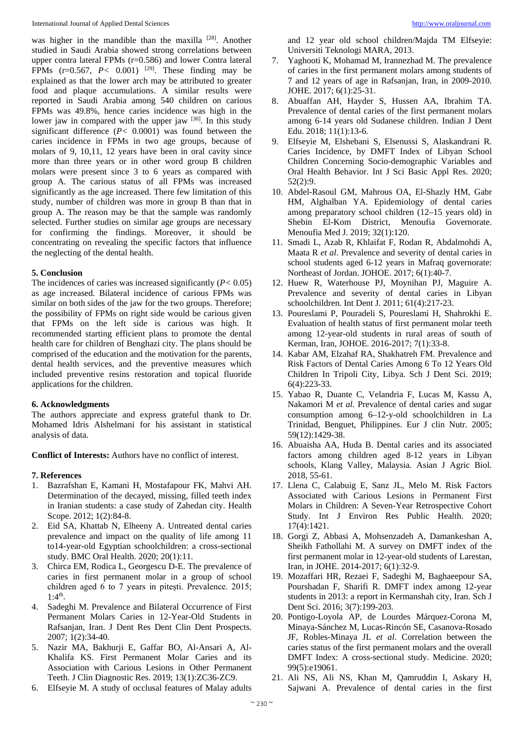was higher in the mandible than the maxilla [28]. Another studied in Saudi Arabia showed strong correlations between upper contra lateral FPMs (r=0.586) and lower Contra lateral FPMs (r=0.567, $P < 0.001$) [29]. These finding may be explained as that the lower arch may be attributed to greater food and plaque accumulations. A similar results were reported in Saudi Arabia among 540 children on carious FPMs was 49.8%, hence caries incidence was high in the lower jaw in compared with the upper jaw [30]. In this study significant difference ($P < 0.0001$) was found between the caries incidence in FPMs in two age groups, because of molars of 9, 10,11, 12 years have been in oral cavity since more than three years or in other word group B children molars were present since 3 to 6 years as compared with group A. The carious status of all FPMs was increased significantly as the age increased. There few limitation of this study, number of children was more in group B than that in group A. The reason may be that the sample was randomly selected. Further studies on similar age groups are necessary for confirming the findings. Moreover, it should be concentrating on revealing the specific factors that influence the neglecting of the dental health.

## 5. Conclusion

The incidences of caries was increased significantly ($P < 0.05$) as age increased. Bilateral incidence of carious FPMs was similar on both sides of the jaw for the two groups. Therefore; the possibility of FPMs on right side would be carious given that FPMs on the left side is carious was high. It recommended starting efficient plans to promote the dental health care for children of Benghazi city. The plans should be comprised of the education and the motivation for the parents, dental health services, and the preventive measures which included preventive resins restoration and topical fluoride applications for the children.

## 6. Acknowledgments

The authors appreciate and express grateful thank to Dr. Mohamed Idris Alshelmani for his assistant in statistical analysis of data.

**Conflict of Interests:** Authors have no conflict of interest.

## 7. References

1. Bazrafshan E, Kamani H, Mostafapour FK, Mahvi AH. Determination of the decayed, missing, filled teeth index in Iranian students: a case study of Zahedan city. Health Scope. 2012; 1(2):84-8.
2. Eid SA, Khattab N, Elheeny A. Untreated dental caries prevalence and impact on the quality of life among 11 to14-year-old Egyptian schoolchildren: a cross-sectional study. BMC Oral Health. 2020; 20(1):11.
3. Chirca EM, Rodica L, Georgescu D-E. The prevalence of caries in first permanent molar in a group of school children aged 6 to 7 years in pitești. Prevalence. 2015; 1:4th.
4. Sadeghi M. Prevalence and Bilateral Occurrence of First Permanent Molars Caries in 12-Year-Old Students in Rafsanjan, Iran. J Dent Res Dent Clin Dent Prospects. 2007; 1(2):34-40.
5. Nazir MA, Bakhurji E, Gaffar BO, Al-Ansari A, Al-Khalifa KS. First Permanent Molar Caries and its Association with Carious Lesions in Other Permanent Teeth. J Clin Diagnostic Res. 2019; 13(1):ZC36-ZC9.
6. Elfseyie M. A study of occlusal features of Malay adults and 12 year old school children/Majda TM Elfseyie: Universiti Teknologi MARA, 2013.
7. Yaghooti K, Mohamad M, Irannezhad M. The prevalence of caries in the first permanent molars among students of 7 and 12 years of age in Rafsanjan, Iran, in 2009-2010. JOHE. 2017; 6(1):25-31.
8. Abuaffan AH, Hayder S, Hussen AA, Ibrahim TA. Prevalence of dental caries of the first permanent molars among 6-14 years old Sudanese children. Indian J Dent Edu. 2018; 11(1):13-6.
9. Elfseyie M, Elshebani S, Elsenussi S, Alaskandrani R. Caries Incidence, by DMFT Index of Libyan School Children Concerning Socio-demographic Variables and Oral Health Behavior. Int J Sci Basic Appl Res. 2020; 52(2):9.
10. Abdel-Rasoul GM, Mahrous OA, El-Shazly HM, Gabr HM, Alghalban YA. Epidemiology of dental caries among preparatory school children (12–15 years old) in Shebin El-Kom District, Menoufia Governorate. Menoufia Med J. 2019; 32(1):120.
11. Smadi L, Azab R, Khlaifat F, Rodan R, Abdalmohdi A, Maata R *et al*. Prevalence and severity of dental caries in school students aged 6-12 years in Mafraq governorate: Northeast of Jordan. JOHOE. 2017; 6(1):40-7.
12. Huew R, Waterhouse PJ, Moynihan PJ, Maguire A. Prevalence and severity of dental caries in Libyan schoolchildren. Int Dent J. 2011; 61(4):217-23.
13. Poureslami P, Pouradeli S, Poureslami H, Shahrokhi E. Evaluation of health status of first permanent molar teeth among 12-year-old students in rural areas of south of Kerman, Iran, JOHOE. 2016-2017; 7(1):33-8.
14. Kabar AM, Elzahaf RA, Shakhatreh FM. Prevalence and Risk Factors of Dental Caries Among 6 To 12 Years Old Children In Tripoli City, Libya. Sch J Dent Sci. 2019; 6(4):223-33.
15. Yabao R, Duante C, Velandria F, Lucas M, Kassu A, Nakamori M *et al*. Prevalence of dental caries and sugar consumption among 6–12-y-old schoolchildren in La Trinidad, Benguet, Philippines. Eur J clin Nutr. 2005; 59(12):1429-38.
16. Abuaisha AA, Huda B. Dental caries and its associated factors among children aged 8-12 years in Libyan schools, Klang Valley, Malaysia. Asian J Agric Biol. 2018, 55-61.
17. Llena C, Calabuig E, Sanz JL, Melo M. Risk Factors Associated with Carious Lesions in Permanent First Molars in Children: A Seven-Year Retrospective Cohort Study. Int J Environ Res Public Health. 2020; 17(4):1421.
18. Gorgi Z, Abbasi A, Mohsenzadeh A, Damankeshan A, Sheikh Fathollahi M. A survey on DMFT index of the first permanent molar in 12-year-old students of Larestan, Iran, in JOHE. 2014-2017; 6(1):32-9.
19. Mozaffari HR, Rezaei F, Sadeghi M, Baghaeepour SA, Pourshadan F, Sharifi R. DMFT index among 12-year students in 2013: a report in Kermanshah city, Iran. Sch J Dent Sci. 2016; 3(7):199-203.
20. Pontigo-Loyola AP, de Lourdes Márquez-Corona M, Minaya-Sánchez M, Lucas-Rincón SE, Casanova-Rosado JF, Robles-Minaya JL *et al*. Correlation between the caries status of the first permanent molars and the overall DMFT Index: A cross-sectional study. Medicine. 2020; 99(5):e19061.
21. Ali NS, Ali NS, Khan M, Qamruddin I, Askary H, Sajwani A. Prevalence of dental caries in the first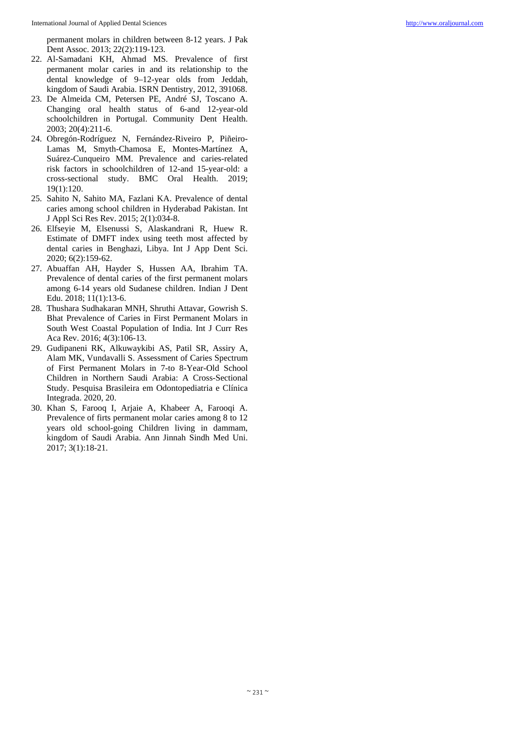permanent molars in children between 8-12 years. J Pak Dent Assoc. 2013; 22(2):119-123.

22. Al-Samadani KH, Ahmad MS. Prevalence of first permanent molar caries in and its relationship to the dental knowledge of 9–12-year olds from Jeddah, kingdom of Saudi Arabia. ISRN Dentistry, 2012, 391068.
23. De Almeida CM, Petersen PE, André SJ, Toscano A. Changing oral health status of 6-and 12-year-old schoolchildren in Portugal. Community Dent Health. 2003; 20(4):211-6.
24. Obregón-Rodríguez N, Fernández-Riveiro P, Piñeiro-Lamas M, Smyth-Chamosa E, Montes-Martínez A, Suárez-Cunqueiro MM. Prevalence and caries-related risk factors in schoolchildren of 12-and 15-year-old: a cross-sectional study. BMC Oral Health. 2019; 19(1):120.
25. Sahito N, Sahito MA, Fazlani KA. Prevalence of dental caries among school children in Hyderabad Pakistan. Int J Appl Sci Res Rev. 2015; 2(1):034-8.
26. Elfseyie M, Elsenussi S, Alaskandrani R, Huew R. Estimate of DMFT index using teeth most affected by dental caries in Benghazi, Libya. Int J App Dent Sci. 2020; 6(2):159-62.
27. Abuaffan AH, Hayder S, Hussen AA, Ibrahim TA. Prevalence of dental caries of the first permanent molars among 6-14 years old Sudanese children. Indian J Dent Edu. 2018; 11(1):13-6.
28. Thushara Sudhakaran MNH, Shruthi Attavar, Gowrish S. Bhat Prevalence of Caries in First Permanent Molars in South West Coastal Population of India. Int J Curr Res Aca Rev. 2016; 4(3):106-13.
29. Gudipaneni RK, Alkuwaykibi AS, Patil SR, Assiry A, Alam MK, Vundavalli S. Assessment of Caries Spectrum of First Permanent Molars in 7-to 8-Year-Old School Children in Northern Saudi Arabia: A Cross-Sectional Study. Pesquisa Brasileira em Odontopediatria e Clínica Integrada. 2020, 20.
30. Khan S, Farooq I, Arjaie A, Khabeer A, Farooqi A. Prevalence of firts permanent molar caries among 8 to 12 years old school-going Children living in dammam, kingdom of Saudi Arabia. Ann Jinnah Sindh Med Uni. 2017; 3(1):18-21.